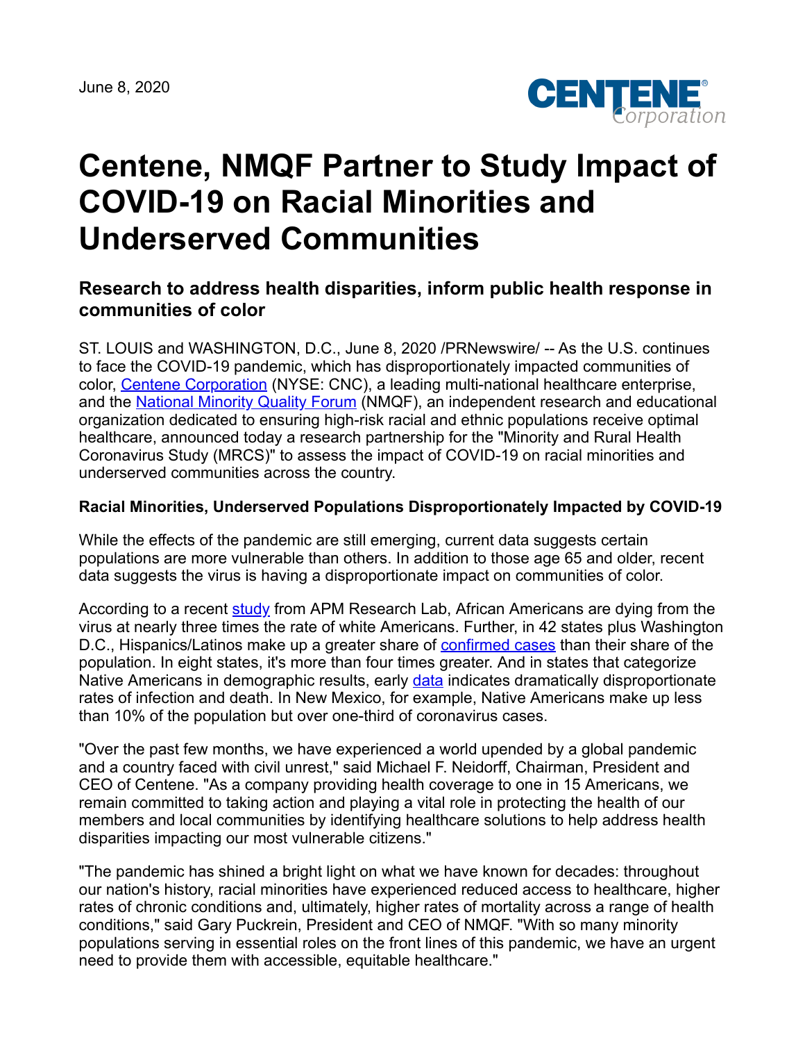June 8, 2020

# Centene, NMQF Partner to Study Impact of COVID-19 on Racial Minorities and Underserved Communities

## Research to address health disparities, inform public health response in communities of color

ST. LOUIS and WASHINGTON, D.C., June 8, 2020 /PRNewswire/ -- As the U.S. continues to face the COVID-19 pandemic, which has disproportionately impacted communities of color, Centene Corporation (NYSE: CNC), a leading multi-national healthcare enterprise, and the National Minority Quality Forum (NMQF), an independent research and educational organization dedicated to ensuring high-risk racial and ethnic populations receive optimal healthcare, announced today a research partnership for the "Minority and Rural Health Coronavirus Study (MRCS)" to assess the impact of COVID-19 on racial minorities and underserved communities across the country.

**Racial Minorities, Underserved Populations Disproportionately Impacted by COVID-19**

While the effects of the pandemic are still emerging, current data suggests certain populations are more vulnerable than others. In addition to those age 65 and older, recent data suggests the virus is having a disproportionate impact on communities of color.

According to a recent study from APM Research Lab, African Americans are dying from the virus at nearly three times the rate of white Americans. Further, in 42 states plus Washington D.C., Hispanics/Latinos make up a greater share of confirmed cases than their share of the population. In eight states, it's more than four times greater. And in states that categorize Native Americans in demographic results, early data indicates dramatically disproportionate rates of infection and death. In New Mexico, for example, Native Americans make up less than 10% of the population but over one-third of coronavirus cases.

"Over the past few months, we have experienced a world upended by a global pandemic and a country faced with civil unrest," said Michael F. Neidorff, Chairman, President and CEO of Centene. "As a company providing health coverage to one in 15 Americans, we remain committed to taking action and playing a vital role in protecting the health of our members and local communities by identifying healthcare solutions to help address health disparities impacting our most vulnerable citizens."

"The pandemic has shined a bright light on what we have known for decades: throughout our nation's history, racial minorities have experienced reduced access to healthcare, higher rates of chronic conditions and, ultimately, higher rates of mortality across a range of health conditions," said Gary Puckrein, President and CEO of NMQF. "With so many minority populations serving in essential roles on the front lines of this pandemic, we have an urgent need to provide them with accessible, equitable healthcare."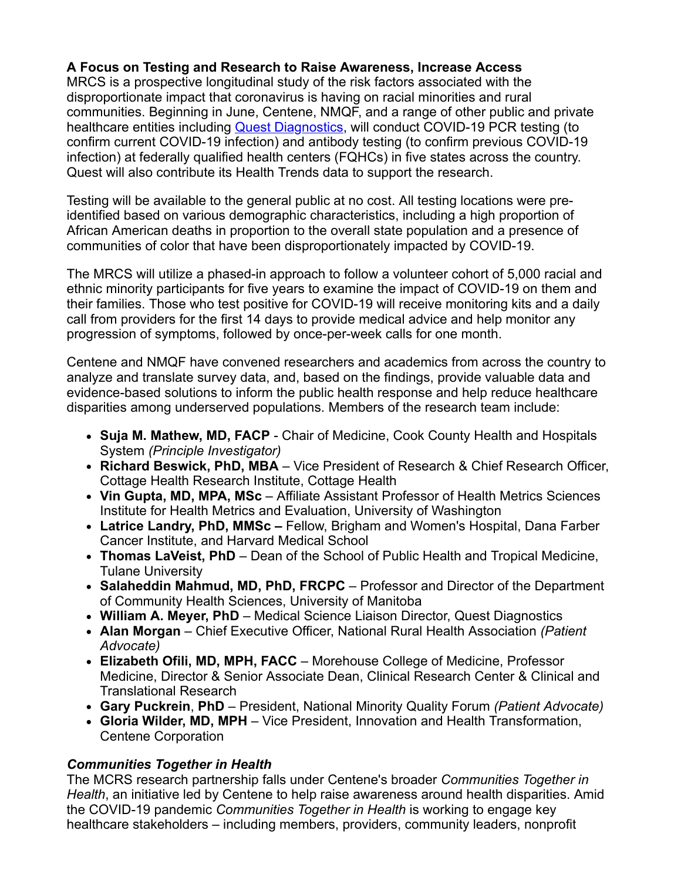**A Focus on Testing and Research to Raise Awareness, Increase Access**

MRCS is a prospective longitudinal study of the risk factors associated with the disproportionate impact that coronavirus is having on racial minorities and rural communities. Beginning in June, Centene, NMQF, and a range of other public and private healthcare entities including [Quest Diagnostics](), will conduct COVID-19 PCR testing (to confirm current COVID-19 infection) and antibody testing (to confirm previous COVID-19 infection) at federally qualified health centers (FQHCs) in five states across the country. Quest will also contribute its Health Trends data to support the research.

Testing will be available to the general public at no cost. All testing locations were pre-identified based on various demographic characteristics, including a high proportion of African American deaths in proportion to the overall state population and a presence of communities of color that have been disproportionately impacted by COVID-19.

The MRCS will utilize a phased-in approach to follow a volunteer cohort of 5,000 racial and ethnic minority participants for five years to examine the impact of COVID-19 on them and their families. Those who test positive for COVID-19 will receive monitoring kits and a daily call from providers for the first 14 days to provide medical advice and help monitor any progression of symptoms, followed by once-per-week calls for one month.

Centene and NMQF have convened researchers and academics from across the country to analyze and translate survey data, and, based on the findings, provide valuable data and evidence-based solutions to inform the public health response and help reduce healthcare disparities among underserved populations. Members of the research team include:

- **Suja M. Mathew, MD, FACP** - Chair of Medicine, Cook County Health and Hospitals System *(Principle Investigator)*
- **Richard Beswick, PhD, MBA** – Vice President of Research & Chief Research Officer, Cottage Health Research Institute, Cottage Health
- **Vin Gupta, MD, MPA, MSc** – Affiliate Assistant Professor of Health Metrics Sciences Institute for Health Metrics and Evaluation, University of Washington
- **Latrice Landry, PhD, MMSc –** Fellow, Brigham and Women's Hospital, Dana Farber Cancer Institute, and Harvard Medical School
- **Thomas LaVeist, PhD** – Dean of the School of Public Health and Tropical Medicine, Tulane University
- **Salaheddin Mahmud, MD, PhD, FRCPC** – Professor and Director of the Department of Community Health Sciences, University of Manitoba
- **William A. Meyer, PhD** – Medical Science Liaison Director, Quest Diagnostics
- **Alan Morgan** – Chief Executive Officer, National Rural Health Association *(Patient Advocate)*
- **Elizabeth Ofili, MD, MPH, FACC** – Morehouse College of Medicine, Professor Medicine, Director & Senior Associate Dean, Clinical Research Center & Clinical and Translational Research
- **Gary Puckrein**, **PhD** – President, National Minority Quality Forum *(Patient Advocate)*
- **Gloria Wilder, MD, MPH** – Vice President, Innovation and Health Transformation, Centene Corporation

***Communities Together in Health***

The MCRS research partnership falls under Centene's broader *Communities Together in Health*, an initiative led by Centene to help raise awareness around health disparities. Amid the COVID-19 pandemic *Communities Together in Health* is working to engage key healthcare stakeholders – including members, providers, community leaders, nonprofit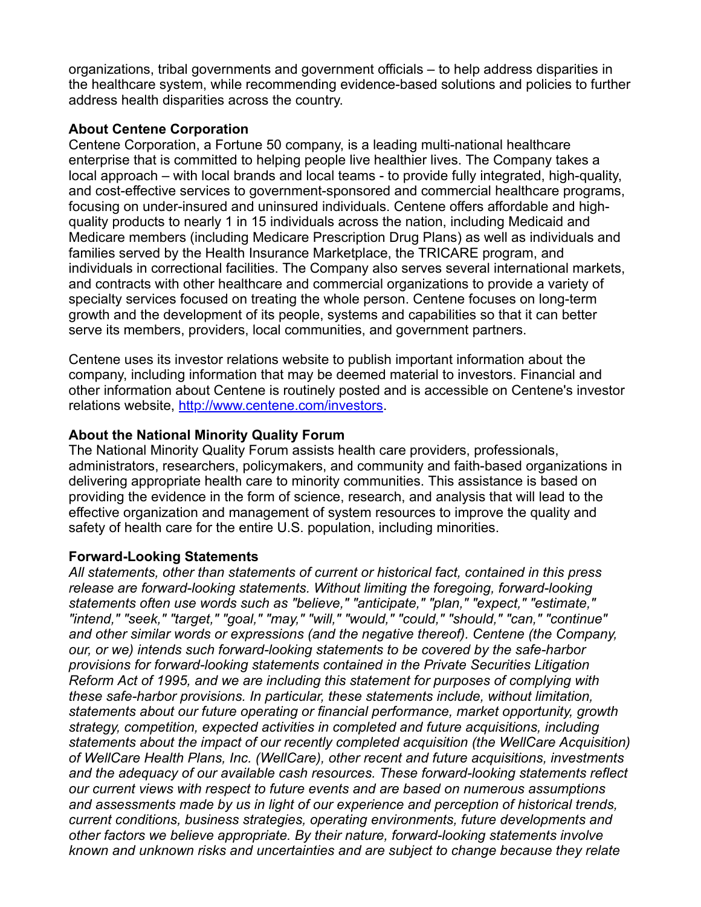organizations, tribal governments and government officials – to help address disparities in the healthcare system, while recommending evidence-based solutions and policies to further address health disparities across the country.

**About Centene Corporation**

Centene Corporation, a Fortune 50 company, is a leading multi-national healthcare enterprise that is committed to helping people live healthier lives. The Company takes a local approach – with local brands and local teams - to provide fully integrated, high-quality, and cost-effective services to government-sponsored and commercial healthcare programs, focusing on under-insured and uninsured individuals. Centene offers affordable and high-quality products to nearly 1 in 15 individuals across the nation, including Medicaid and Medicare members (including Medicare Prescription Drug Plans) as well as individuals and families served by the Health Insurance Marketplace, the TRICARE program, and individuals in correctional facilities. The Company also serves several international markets, and contracts with other healthcare and commercial organizations to provide a variety of specialty services focused on treating the whole person. Centene focuses on long-term growth and the development of its people, systems and capabilities so that it can better serve its members, providers, local communities, and government partners.

Centene uses its investor relations website to publish important information about the company, including information that may be deemed material to investors. Financial and other information about Centene is routinely posted and is accessible on Centene's investor relations website, [http://www.centene.com/investors](http://www.centene.com/investors).

**About the National Minority Quality Forum**

The National Minority Quality Forum assists health care providers, professionals, administrators, researchers, policymakers, and community and faith-based organizations in delivering appropriate health care to minority communities. This assistance is based on providing the evidence in the form of science, research, and analysis that will lead to the effective organization and management of system resources to improve the quality and safety of health care for the entire U.S. population, including minorities.

**Forward-Looking Statements**

*All statements, other than statements of current or historical fact, contained in this press release are forward-looking statements. Without limiting the foregoing, forward-looking statements often use words such as "believe," "anticipate," "plan," "expect," "estimate," "intend," "seek," "target," "goal," "may," "will," "would," "could," "should," "can," "continue" and other similar words or expressions (and the negative thereof). Centene (the Company, our, or we) intends such forward-looking statements to be covered by the safe-harbor provisions for forward-looking statements contained in the Private Securities Litigation Reform Act of 1995, and we are including this statement for purposes of complying with these safe-harbor provisions. In particular, these statements include, without limitation, statements about our future operating or financial performance, market opportunity, growth strategy, competition, expected activities in completed and future acquisitions, including statements about the impact of our recently completed acquisition (the WellCare Acquisition) of WellCare Health Plans, Inc. (WellCare), other recent and future acquisitions, investments and the adequacy of our available cash resources. These forward-looking statements reflect our current views with respect to future events and are based on numerous assumptions and assessments made by us in light of our experience and perception of historical trends, current conditions, business strategies, operating environments, future developments and other factors we believe appropriate. By their nature, forward-looking statements involve known and unknown risks and uncertainties and are subject to change because they relate*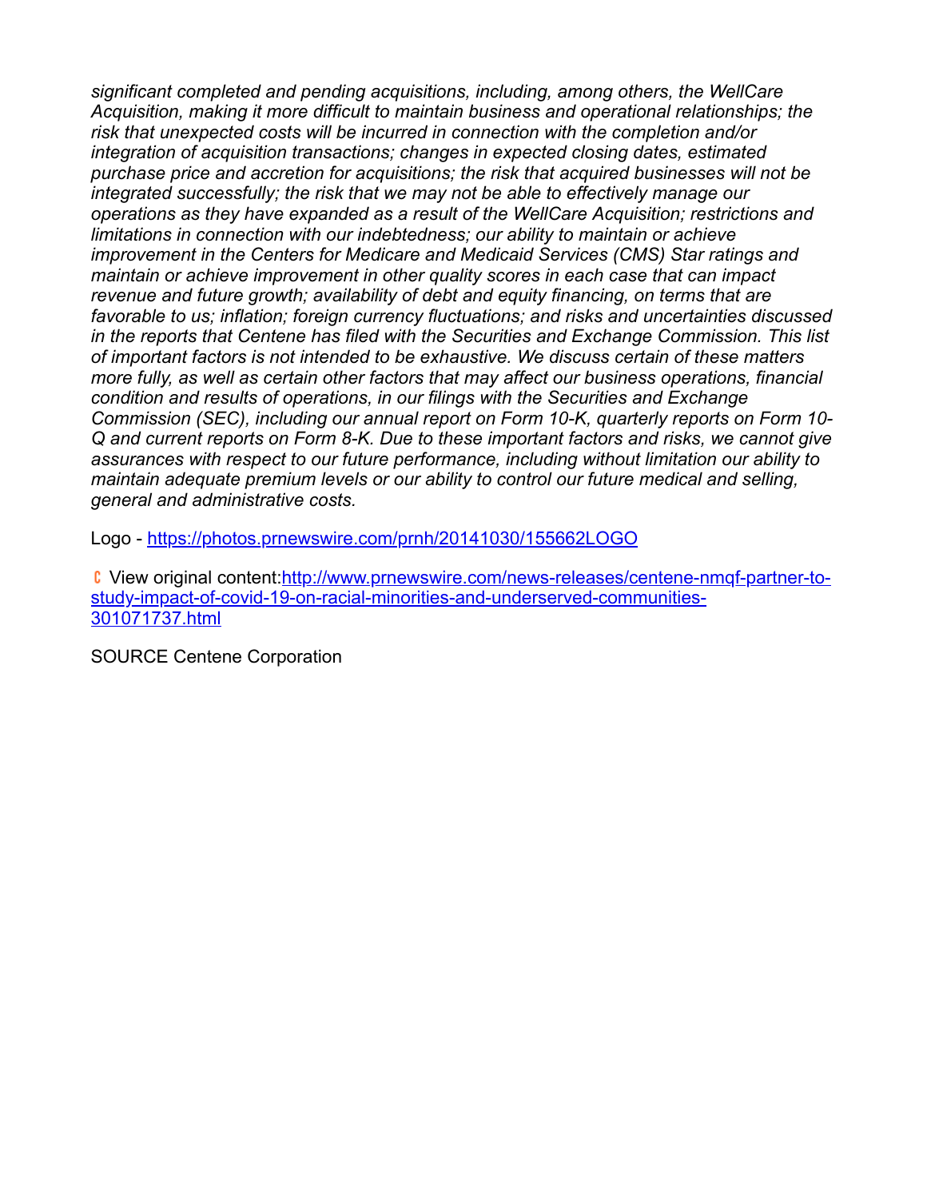*significant completed and pending acquisitions, including, among others, the WellCare Acquisition, making it more difficult to maintain business and operational relationships; the risk that unexpected costs will be incurred in connection with the completion and/or integration of acquisition transactions; changes in expected closing dates, estimated purchase price and accretion for acquisitions; the risk that acquired businesses will not be integrated successfully; the risk that we may not be able to effectively manage our operations as they have expanded as a result of the WellCare Acquisition; restrictions and limitations in connection with our indebtedness; our ability to maintain or achieve improvement in the Centers for Medicare and Medicaid Services (CMS) Star ratings and maintain or achieve improvement in other quality scores in each case that can impact revenue and future growth; availability of debt and equity financing, on terms that are favorable to us; inflation; foreign currency fluctuations; and risks and uncertainties discussed in the reports that Centene has filed with the Securities and Exchange Commission. This list of important factors is not intended to be exhaustive. We discuss certain of these matters more fully, as well as certain other factors that may affect our business operations, financial condition and results of operations, in our filings with the Securities and Exchange Commission (SEC), including our annual report on Form 10-K, quarterly reports on Form 10-Q and current reports on Form 8-K. Due to these important factors and risks, we cannot give assurances with respect to our future performance, including without limitation our ability to maintain adequate premium levels or our ability to control our future medical and selling, general and administrative costs.*

Logo - https://photos.prnewswire.com/prnh/20141030/155662LOGO

View original content:http://www.prnewswire.com/news-releases/centene-nmqf-partner-to-study-impact-of-covid-19-on-racial-minorities-and-underserved-communities-301071737.html

SOURCE Centene Corporation